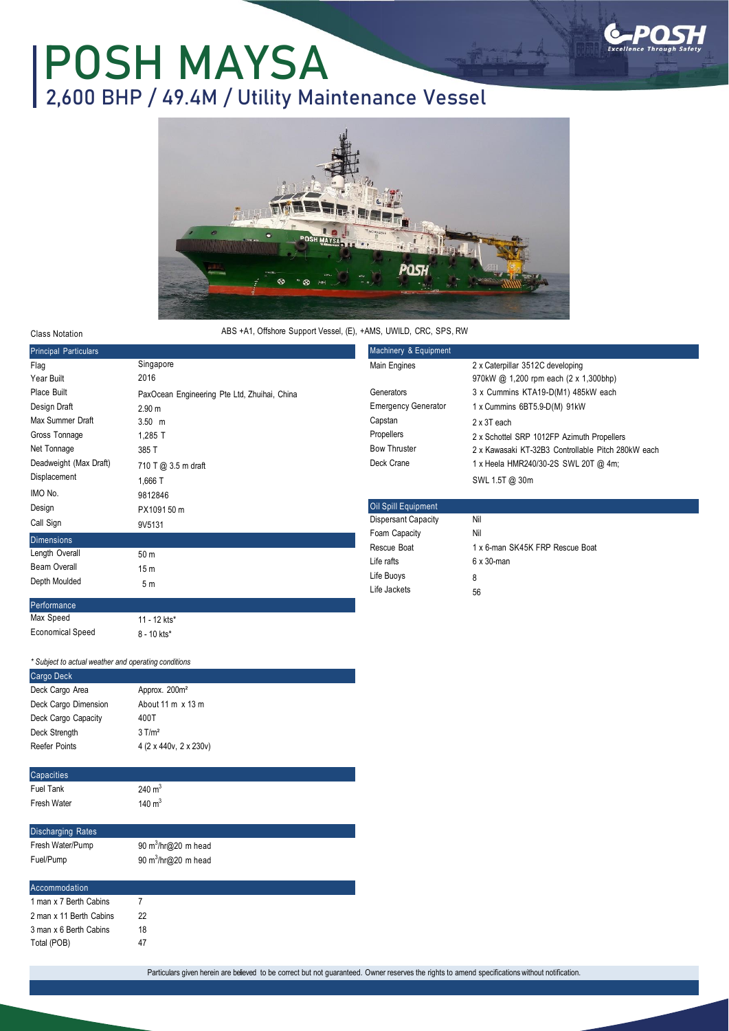# POSH MAYSA

## 2,600 BHP / 49.4M / Utility Maintenance Vessel

**Class Notation** ABS +A1, Offshore Support Vessel, (E), +AMS, UWILD, CRC, SPS, RW

| Principal Particulars | |
|---|---|
| Flag | Singapore |
| Year Built | 2016 |
| Place Built | PaxOcean Engineering Pte Ltd, Zhuihai, China |
| Design Draft | 2.90 m |
| Max Summer Draft | 3.50 m |
| Gross Tonnage | 1,285 T |
| Net Tonnage | 385 T |
| Deadweight (Max Draft) | 710 T @ 3.5 m draft |
| Displacement | 1,666 T |
| IMO No. | 9812846 |
| Design | PX1091 50 m |
| Call Sign | 9V5131 |

| Dimensions | |
|---|---|
| Length Overall | 50 m |
| Beam Overall | 15 m |
| Depth Moulded | 5 m |

| Performance | |
|---|---|
| Max Speed | 11 - 12 kts* |
| Economical Speed | 8 - 10 kts* |

*\* Subject to actual weather and operating conditions*

| Cargo Deck | |
|---|---|
| Deck Cargo Area | Approx. 200m² |
| Deck Cargo Dimension | About 11 m x 13 m |
| Deck Cargo Capacity | 400T |
| Deck Strength | 3 T/m² |
| Reefer Points | 4 (2 x 440v, 2 x 230v) |

| Capacities | |
|---|---|
| Fuel Tank | 240 $m^3$ |
| Fresh Water | 140 $m^3$ |

| Discharging Rates | |
|---|---|
| Fresh Water/Pump | 90 $m^3$/hr@20 m head |
| Fuel/Pump | 90 $m^3$/hr@20 m head |

| Accommodation | |
|---|---|
| 1 man x 7 Berth Cabins | 7 |
| 2 man x 11 Berth Cabins | 22 |
| 3 man x 6 Berth Cabins | 18 |
| Total (POB) | 47 |

| Machinery & Equipment | |
|---|---|
| Main Engines | 2 x Caterpillar 3512C developing 970kW @ 1,200 rpm each (2 x 1,300bhp) |
| Generators | 3 x Cummins KTA19-D(M1) 485kW each |
| Emergency Generator | 1 x Cummins 6BT5.9-D(M) 91kW |
| Capstan | 2 x 3T each |
| Propellers | 2 x Schottel SRP 1012FP Azimuth Propellers |
| Bow Thruster | 2 x Kawasaki KT-32B3 Controllable Pitch 280kW each |
| Deck Crane | 1 x Heela HMR240/30-2S SWL 20T @ 4m; SWL 1.5T @ 30m |

| Oil Spill Equipment | |
|---|---|
| Dispersant Capacity | Nil |
| Foam Capacity | Nil |
| Rescue Boat | 1 x 6-man SK45K FRP Rescue Boat |
| Life rafts | 6 x 30-man |
| Life Buoys | 8 |
| Life Jackets | 56 |

Particulars given herein are believed to be correct but not guaranteed. Owner reserves the rights to amend specifications without notification.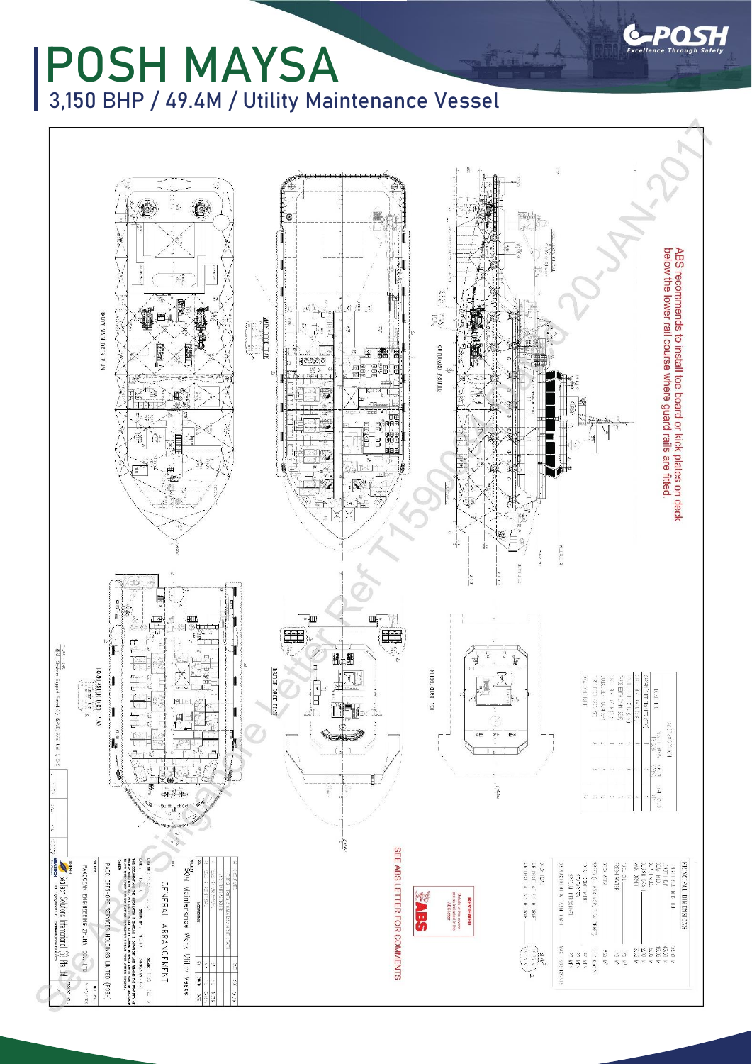# POSH MAYSA

## 3,150 BHP / 49.4M / Utility Maintenance Vessel

ABS recommends to install toe board or kick plates on deck below the lower rail course where guard rails are fitted.

SEE ABS LETTER FOR COMMENTS

REVIEWED

ABS

LOWER MAIN DECK PLAN

MAIN DECK PLAN

OUTBOARD PROFILE

FORECASTLE DECK PLAN

BRIDGE DECK PLAN

WHEELHOUSE TOP

PRINCIPAL DIMENSIONS

GENERAL ARRANGEMENT

50m Maintenance Work Utility Vessel

PACC OFFSHORE SERVICES HOLDINGS LIMITED (POSH)

PAXOCEAN ENGINEERING ZHUHAI CO., LTD

SeaTech Solutions International (S) Pte Ltd